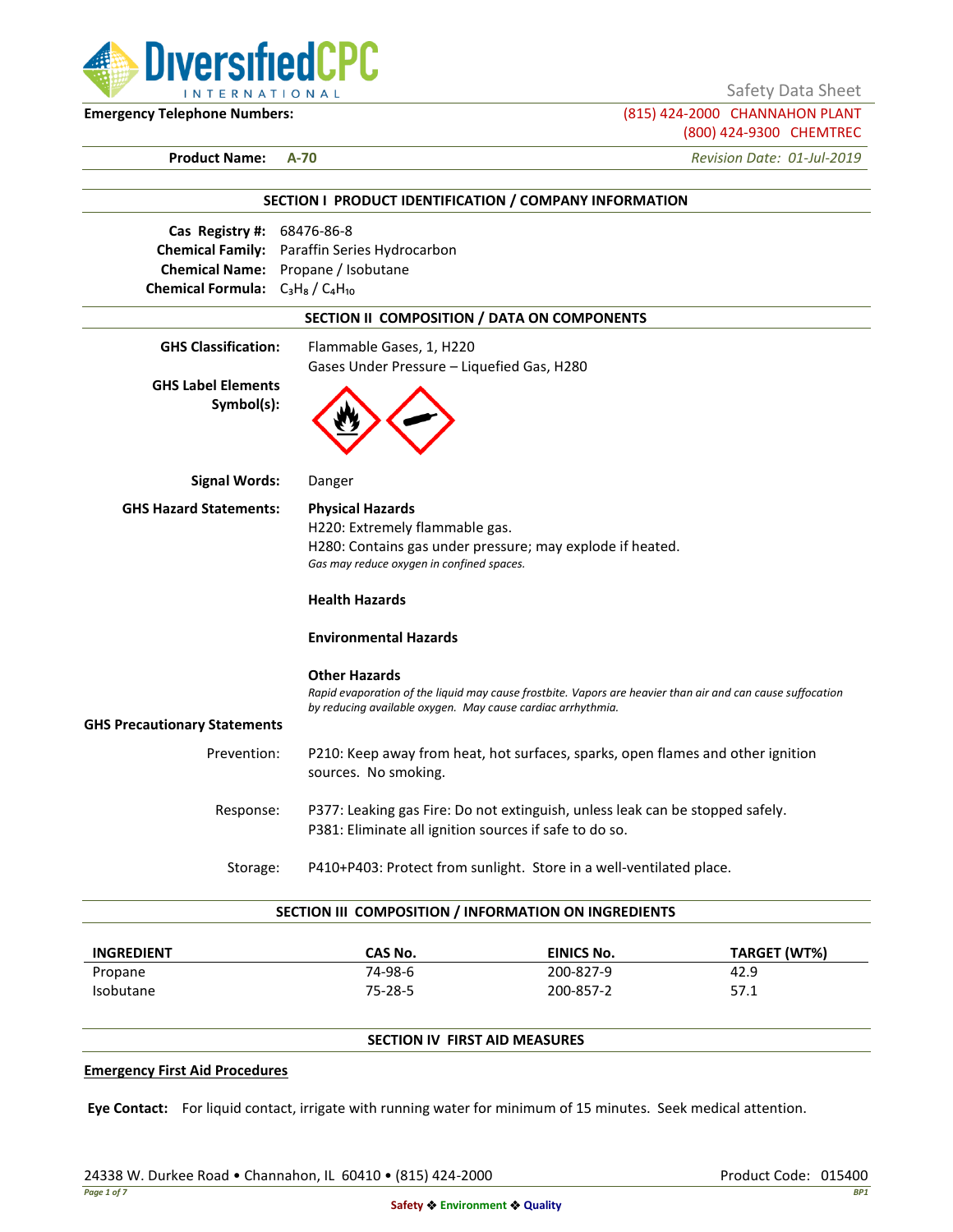DiversifiedCPC INTERNATIONAL

Safety Data Sheet

**Emergency Telephone Numbers:** (815) 424-2000 CHANNAHON PLANT
(800) 424-9300 CHEMTREC

**Product Name:** **A-70** *Revision Date: 01-Jul-2019*

## SECTION I PRODUCT IDENTIFICATION / COMPANY INFORMATION

**Cas Registry #:** 68476-86-8
**Chemical Family:** Paraffin Series Hydrocarbon
**Chemical Name:** Propane / Isobutane
**Chemical Formula:** $C_3H_8$ / $C_4H_{10}$

## SECTION II COMPOSITION / DATA ON COMPONENTS

**GHS Classification:** Flammable Gases, 1, H220
Gases Under Pressure – Liquefied Gas, H280

**GHS Label Elements Symbol(s):**

**Signal Words:** Danger

**GHS Hazard Statements:**

**Physical Hazards**
H220: Extremely flammable gas.
H280: Contains gas under pressure; may explode if heated.
*Gas may reduce oxygen in confined spaces.*

**Health Hazards**

**Environmental Hazards**

**Other Hazards**
*Rapid evaporation of the liquid may cause frostbite. Vapors are heavier than air and can cause suffocation by reducing available oxygen. May cause cardiac arrhythmia.*

**GHS Precautionary Statements**

Prevention: P210: Keep away from heat, hot surfaces, sparks, open flames and other ignition sources. No smoking.

Response: P377: Leaking gas Fire: Do not extinguish, unless leak can be stopped safely.
P381: Eliminate all ignition sources if safe to do so.

Storage: P410+P403: Protect from sunlight. Store in a well-ventilated place.

## SECTION III COMPOSITION / INFORMATION ON INGREDIENTS

| INGREDIENT | CAS No. | EINICS No. | TARGET (WT%) |
|---|---|---|---|
| Propane | 74-98-6 | 200-827-9 | 42.9 |
| Isobutane | 75-28-5 | 200-857-2 | 57.1 |

## SECTION IV FIRST AID MEASURES

**Emergency First Aid Procedures**

**Eye Contact:** For liquid contact, irrigate with running water for minimum of 15 minutes. Seek medical attention.

24338 W. Durkee Road • Channahon, IL 60410 • (815) 424-2000 Product Code: 015400

Safety ❖ Environment ❖ Quality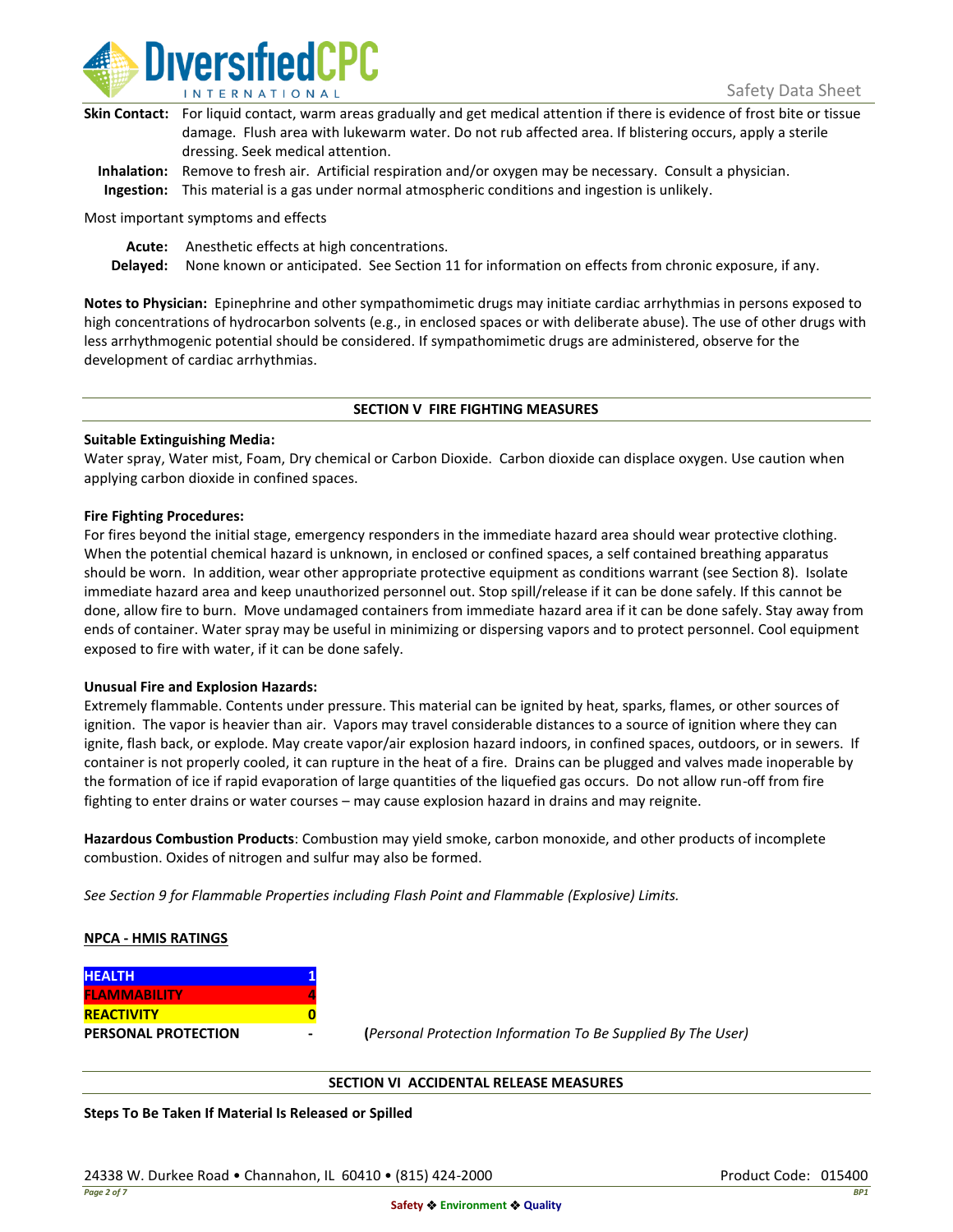**Skin Contact:** For liquid contact, warm areas gradually and get medical attention if there is evidence of frost bite or tissue damage. Flush area with lukewarm water. Do not rub affected area. If blistering occurs, apply a sterile dressing. Seek medical attention.

**Inhalation:** Remove to fresh air. Artificial respiration and/or oxygen may be necessary. Consult a physician.

**Ingestion:** This material is a gas under normal atmospheric conditions and ingestion is unlikely.

Most important symptoms and effects

**Acute:** Anesthetic effects at high concentrations.

**Delayed:** None known or anticipated. See Section 11 for information on effects from chronic exposure, if any.

**Notes to Physician:** Epinephrine and other sympathomimetic drugs may initiate cardiac arrhythmias in persons exposed to high concentrations of hydrocarbon solvents (e.g., in enclosed spaces or with deliberate abuse). The use of other drugs with less arrhythmogenic potential should be considered. If sympathomimetic drugs are administered, observe for the development of cardiac arrhythmias.

## SECTION V FIRE FIGHTING MEASURES

**Suitable Extinguishing Media:**

Water spray, Water mist, Foam, Dry chemical or Carbon Dioxide. Carbon dioxide can displace oxygen. Use caution when applying carbon dioxide in confined spaces.

**Fire Fighting Procedures:**

For fires beyond the initial stage, emergency responders in the immediate hazard area should wear protective clothing. When the potential chemical hazard is unknown, in enclosed or confined spaces, a self contained breathing apparatus should be worn. In addition, wear other appropriate protective equipment as conditions warrant (see Section 8). Isolate immediate hazard area and keep unauthorized personnel out. Stop spill/release if it can be done safely. If this cannot be done, allow fire to burn. Move undamaged containers from immediate hazard area if it can be done safely. Stay away from ends of container. Water spray may be useful in minimizing or dispersing vapors and to protect personnel. Cool equipment exposed to fire with water, if it can be done safely.

**Unusual Fire and Explosion Hazards:**

Extremely flammable. Contents under pressure. This material can be ignited by heat, sparks, flames, or other sources of ignition. The vapor is heavier than air. Vapors may travel considerable distances to a source of ignition where they can ignite, flash back, or explode. May create vapor/air explosion hazard indoors, in confined spaces, outdoors, or in sewers. If container is not properly cooled, it can rupture in the heat of a fire. Drains can be plugged and valves made inoperable by the formation of ice if rapid evaporation of large quantities of the liquefied gas occurs. Do not allow run-off from fire fighting to enter drains or water courses – may cause explosion hazard in drains and may reignite.

**Hazardous Combustion Products**: Combustion may yield smoke, carbon monoxide, and other products of incomplete combustion. Oxides of nitrogen and sulfur may also be formed.

*See Section 9 for Flammable Properties including Flash Point and Flammable (Explosive) Limits.*

**NPCA - HMIS RATINGS**

| | |
|---|---|
| **HEALTH** | **1** |
| **FLAMMABILITY** | **4** |
| **REACTIVITY** | **0** |
| **PERSONAL PROTECTION** | **-** |

(*Personal Protection Information To Be Supplied By The User)*

## SECTION VI ACCIDENTAL RELEASE MEASURES

**Steps To Be Taken If Material Is Released or Spilled**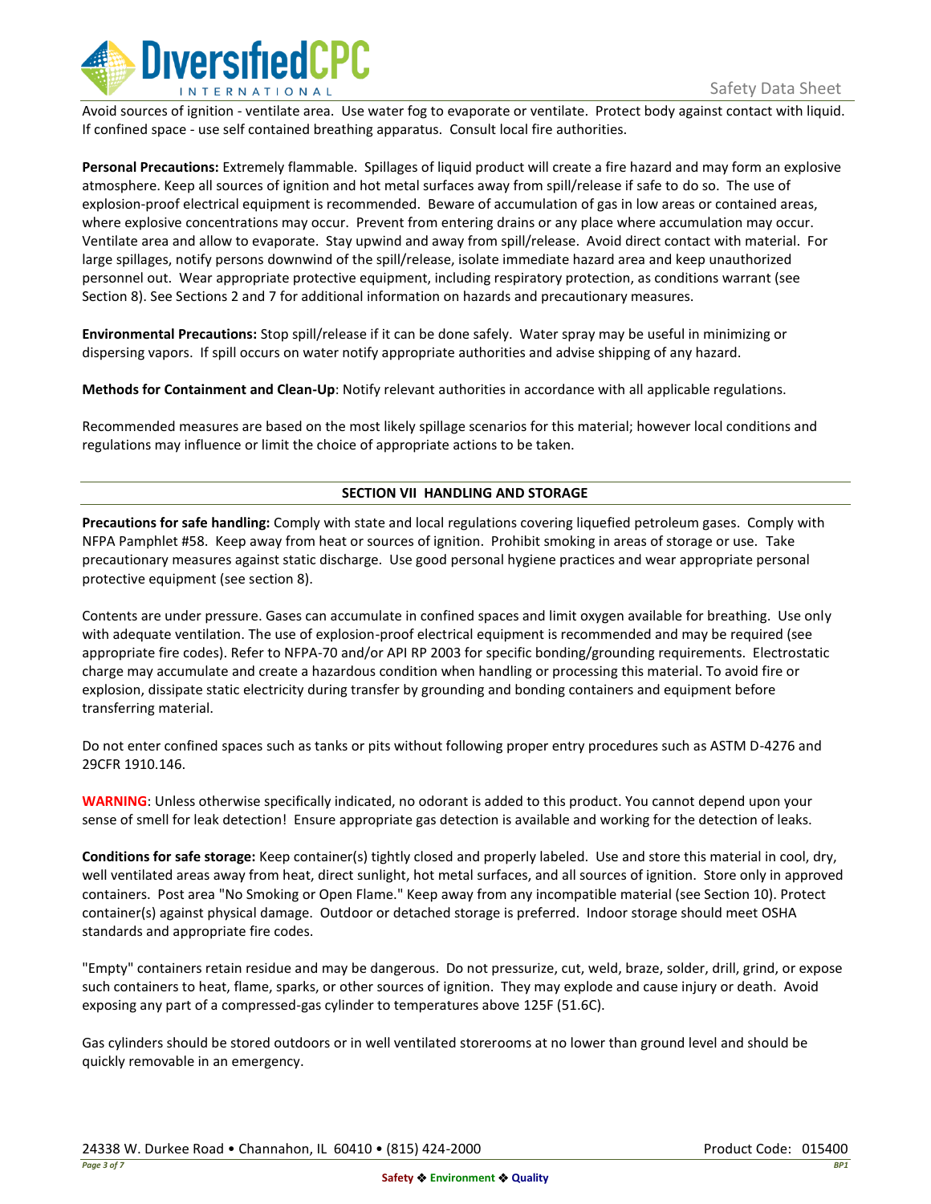Avoid sources of ignition - ventilate area. Use water fog to evaporate or ventilate. Protect body against contact with liquid. If confined space - use self contained breathing apparatus. Consult local fire authorities.

**Personal Precautions:** Extremely flammable. Spillages of liquid product will create a fire hazard and may form an explosive atmosphere. Keep all sources of ignition and hot metal surfaces away from spill/release if safe to do so. The use of explosion-proof electrical equipment is recommended. Beware of accumulation of gas in low areas or contained areas, where explosive concentrations may occur. Prevent from entering drains or any place where accumulation may occur. Ventilate area and allow to evaporate. Stay upwind and away from spill/release. Avoid direct contact with material. For large spillages, notify persons downwind of the spill/release, isolate immediate hazard area and keep unauthorized personnel out. Wear appropriate protective equipment, including respiratory protection, as conditions warrant (see Section 8). See Sections 2 and 7 for additional information on hazards and precautionary measures.

**Environmental Precautions:** Stop spill/release if it can be done safely. Water spray may be useful in minimizing or dispersing vapors. If spill occurs on water notify appropriate authorities and advise shipping of any hazard.

**Methods for Containment and Clean-Up**: Notify relevant authorities in accordance with all applicable regulations.

Recommended measures are based on the most likely spillage scenarios for this material; however local conditions and regulations may influence or limit the choice of appropriate actions to be taken.

## SECTION VII HANDLING AND STORAGE

**Precautions for safe handling:** Comply with state and local regulations covering liquefied petroleum gases. Comply with NFPA Pamphlet #58. Keep away from heat or sources of ignition. Prohibit smoking in areas of storage or use. Take precautionary measures against static discharge. Use good personal hygiene practices and wear appropriate personal protective equipment (see section 8).

Contents are under pressure. Gases can accumulate in confined spaces and limit oxygen available for breathing. Use only with adequate ventilation. The use of explosion-proof electrical equipment is recommended and may be required (see appropriate fire codes). Refer to NFPA-70 and/or API RP 2003 for specific bonding/grounding requirements. Electrostatic charge may accumulate and create a hazardous condition when handling or processing this material. To avoid fire or explosion, dissipate static electricity during transfer by grounding and bonding containers and equipment before transferring material.

Do not enter confined spaces such as tanks or pits without following proper entry procedures such as ASTM D-4276 and 29CFR 1910.146.

**WARNING**: Unless otherwise specifically indicated, no odorant is added to this product. You cannot depend upon your sense of smell for leak detection! Ensure appropriate gas detection is available and working for the detection of leaks.

**Conditions for safe storage:** Keep container(s) tightly closed and properly labeled. Use and store this material in cool, dry, well ventilated areas away from heat, direct sunlight, hot metal surfaces, and all sources of ignition. Store only in approved containers. Post area "No Smoking or Open Flame." Keep away from any incompatible material (see Section 10). Protect container(s) against physical damage. Outdoor or detached storage is preferred. Indoor storage should meet OSHA standards and appropriate fire codes.

"Empty" containers retain residue and may be dangerous. Do not pressurize, cut, weld, braze, solder, drill, grind, or expose such containers to heat, flame, sparks, or other sources of ignition. They may explode and cause injury or death. Avoid exposing any part of a compressed-gas cylinder to temperatures above 125F (51.6C).

Gas cylinders should be stored outdoors or in well ventilated storerooms at no lower than ground level and should be quickly removable in an emergency.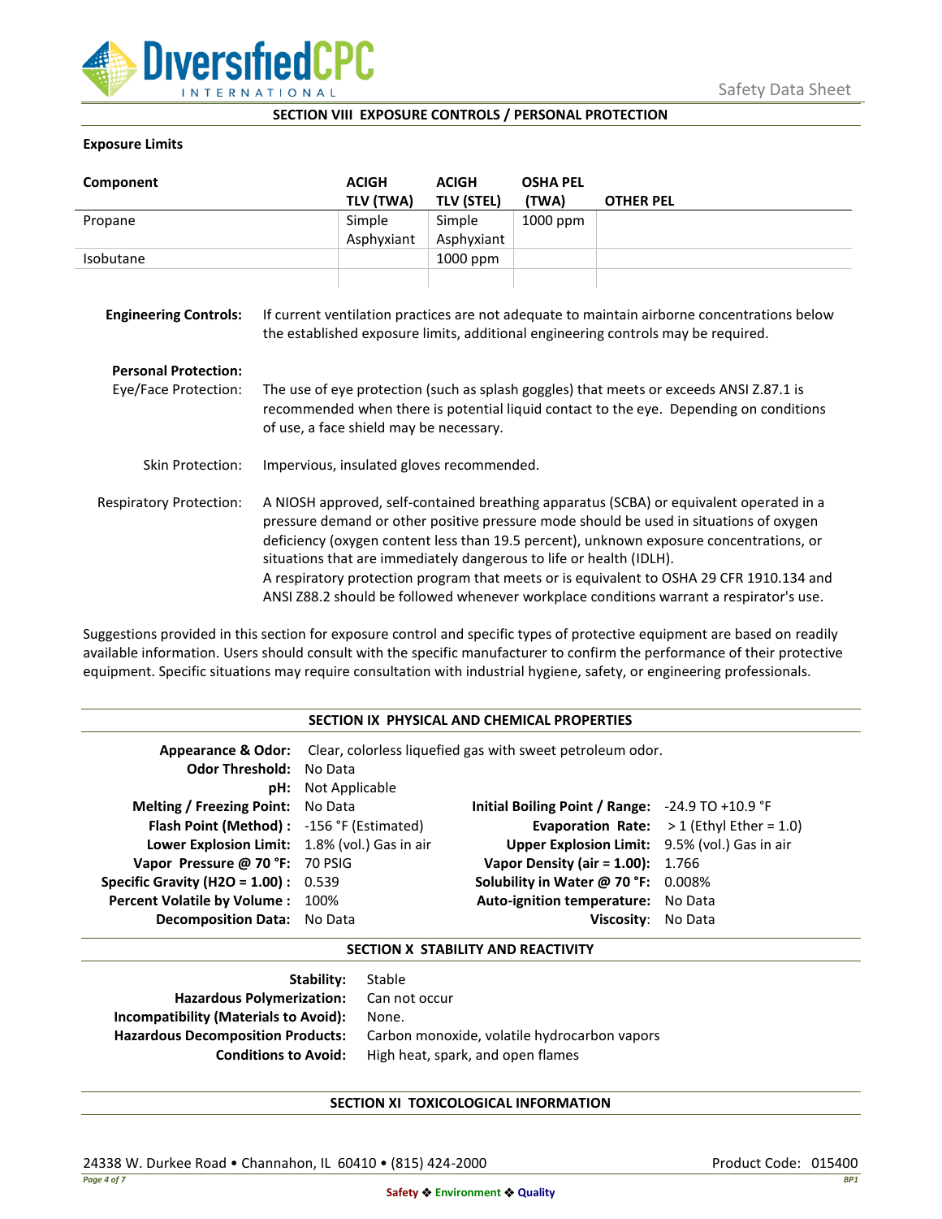## SECTION VIII EXPOSURE CONTROLS / PERSONAL PROTECTION

**Exposure Limits**

| Component | ACIGH TLV (TWA) | ACIGH TLV (STEL) | OSHA PEL (TWA) | OTHER PEL |
|---|---|---|---|---|
| Propane | Simple Asphyxiant | Simple Asphyxiant | 1000 ppm | |
| Isobutane | | 1000 ppm | | |
| | | | | |

**Engineering Controls:** If current ventilation practices are not adequate to maintain airborne concentrations below the established exposure limits, additional engineering controls may be required.

**Personal Protection:**

Eye/Face Protection: The use of eye protection (such as splash goggles) that meets or exceeds ANSI Z.87.1 is recommended when there is potential liquid contact to the eye. Depending on conditions of use, a face shield may be necessary.

Skin Protection: Impervious, insulated gloves recommended.

Respiratory Protection: A NIOSH approved, self-contained breathing apparatus (SCBA) or equivalent operated in a pressure demand or other positive pressure mode should be used in situations of oxygen deficiency (oxygen content less than 19.5 percent), unknown exposure concentrations, or situations that are immediately dangerous to life or health (IDLH).
A respiratory protection program that meets or is equivalent to OSHA 29 CFR 1910.134 and ANSI Z88.2 should be followed whenever workplace conditions warrant a respirator's use.

Suggestions provided in this section for exposure control and specific types of protective equipment are based on readily available information. Users should consult with the specific manufacturer to confirm the performance of their protective equipment. Specific situations may require consultation with industrial hygiene, safety, or engineering professionals.

## SECTION IX PHYSICAL AND CHEMICAL PROPERTIES

**Appearance & Odor:** Clear, colorless liquefied gas with sweet petroleum odor.
**Odor Threshold:** No Data
**pH:** Not Applicable

| | | | |
|---|---|---|---|
| **Melting / Freezing Point:** | No Data | **Initial Boiling Point / Range:** | -24.9 TO +10.9 °F |
| **Flash Point (Method) :** | -156 °F (Estimated) | **Evaporation Rate:** | > 1 (Ethyl Ether = 1.0) |
| **Lower Explosion Limit:** | 1.8% (vol.) Gas in air | **Upper Explosion Limit:** | 9.5% (vol.) Gas in air |
| **Vapor Pressure @ 70 °F:** | 70 PSIG | **Vapor Density (air = 1.00):** | 1.766 |
| **Specific Gravity (H2O = 1.00) :** | 0.539 | **Solubility in Water @ 70 °F:** | 0.008% |
| **Percent Volatile by Volume :** | 100% | **Auto-ignition temperature:** | No Data |
| **Decomposition Data:** | No Data | **Viscosity:** | No Data |

## SECTION X STABILITY AND REACTIVITY

**Stability:** Stable
**Hazardous Polymerization:** Can not occur
**Incompatibility (Materials to Avoid):** None.
**Hazardous Decomposition Products:** Carbon monoxide, volatile hydrocarbon vapors
**Conditions to Avoid:** High heat, spark, and open flames

## SECTION XI TOXICOLOGICAL INFORMATION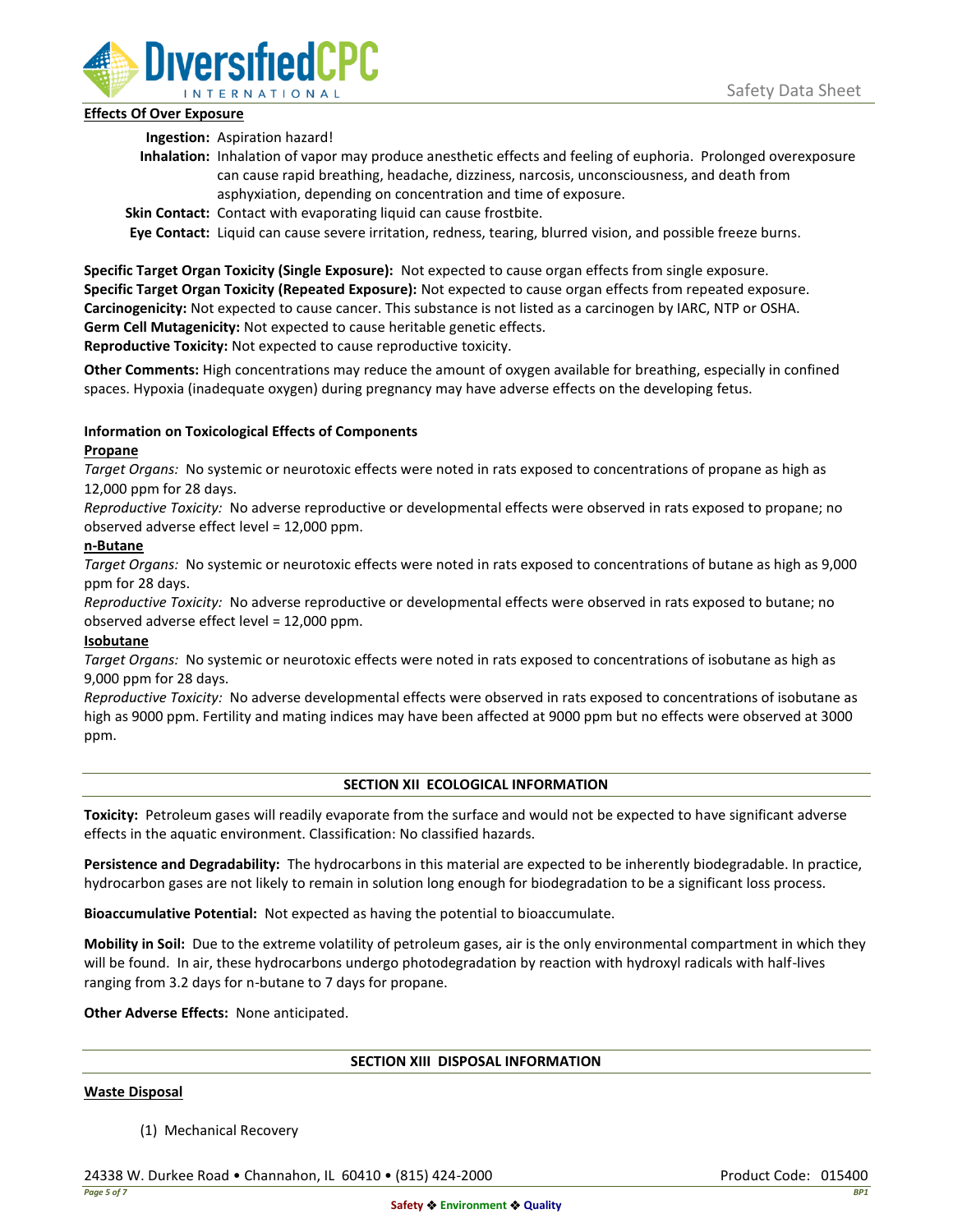**Effects Of Over Exposure**

**Ingestion:** Aspiration hazard!

**Inhalation:** Inhalation of vapor may produce anesthetic effects and feeling of euphoria. Prolonged overexposure can cause rapid breathing, headache, dizziness, narcosis, unconsciousness, and death from asphyxiation, depending on concentration and time of exposure.

**Skin Contact:** Contact with evaporating liquid can cause frostbite.

**Eye Contact:** Liquid can cause severe irritation, redness, tearing, blurred vision, and possible freeze burns.

**Specific Target Organ Toxicity (Single Exposure):** Not expected to cause organ effects from single exposure.
**Specific Target Organ Toxicity (Repeated Exposure):** Not expected to cause organ effects from repeated exposure.
**Carcinogenicity:** Not expected to cause cancer. This substance is not listed as a carcinogen by IARC, NTP or OSHA.
**Germ Cell Mutagenicity:** Not expected to cause heritable genetic effects.
**Reproductive Toxicity:** Not expected to cause reproductive toxicity.

**Other Comments:** High concentrations may reduce the amount of oxygen available for breathing, especially in confined spaces. Hypoxia (inadequate oxygen) during pregnancy may have adverse effects on the developing fetus.

**Information on Toxicological Effects of Components**

**Propane**

*Target Organs:* No systemic or neurotoxic effects were noted in rats exposed to concentrations of propane as high as 12,000 ppm for 28 days.

*Reproductive Toxicity:* No adverse reproductive or developmental effects were observed in rats exposed to propane; no observed adverse effect level = 12,000 ppm.

**n-Butane**

*Target Organs:* No systemic or neurotoxic effects were noted in rats exposed to concentrations of butane as high as 9,000 ppm for 28 days.

*Reproductive Toxicity:* No adverse reproductive or developmental effects were observed in rats exposed to butane; no observed adverse effect level = 12,000 ppm.

**Isobutane**

*Target Organs:* No systemic or neurotoxic effects were noted in rats exposed to concentrations of isobutane as high as 9,000 ppm for 28 days.

*Reproductive Toxicity:* No adverse developmental effects were observed in rats exposed to concentrations of isobutane as high as 9000 ppm. Fertility and mating indices may have been affected at 9000 ppm but no effects were observed at 3000 ppm.

## SECTION XII ECOLOGICAL INFORMATION

**Toxicity:** Petroleum gases will readily evaporate from the surface and would not be expected to have significant adverse effects in the aquatic environment. Classification: No classified hazards.

**Persistence and Degradability:** The hydrocarbons in this material are expected to be inherently biodegradable. In practice, hydrocarbon gases are not likely to remain in solution long enough for biodegradation to be a significant loss process.

**Bioaccumulative Potential:** Not expected as having the potential to bioaccumulate.

**Mobility in Soil:** Due to the extreme volatility of petroleum gases, air is the only environmental compartment in which they will be found. In air, these hydrocarbons undergo photodegradation by reaction with hydroxyl radicals with half-lives ranging from 3.2 days for n-butane to 7 days for propane.

**Other Adverse Effects:** None anticipated.

## SECTION XIII DISPOSAL INFORMATION

**Waste Disposal**

(1) Mechanical Recovery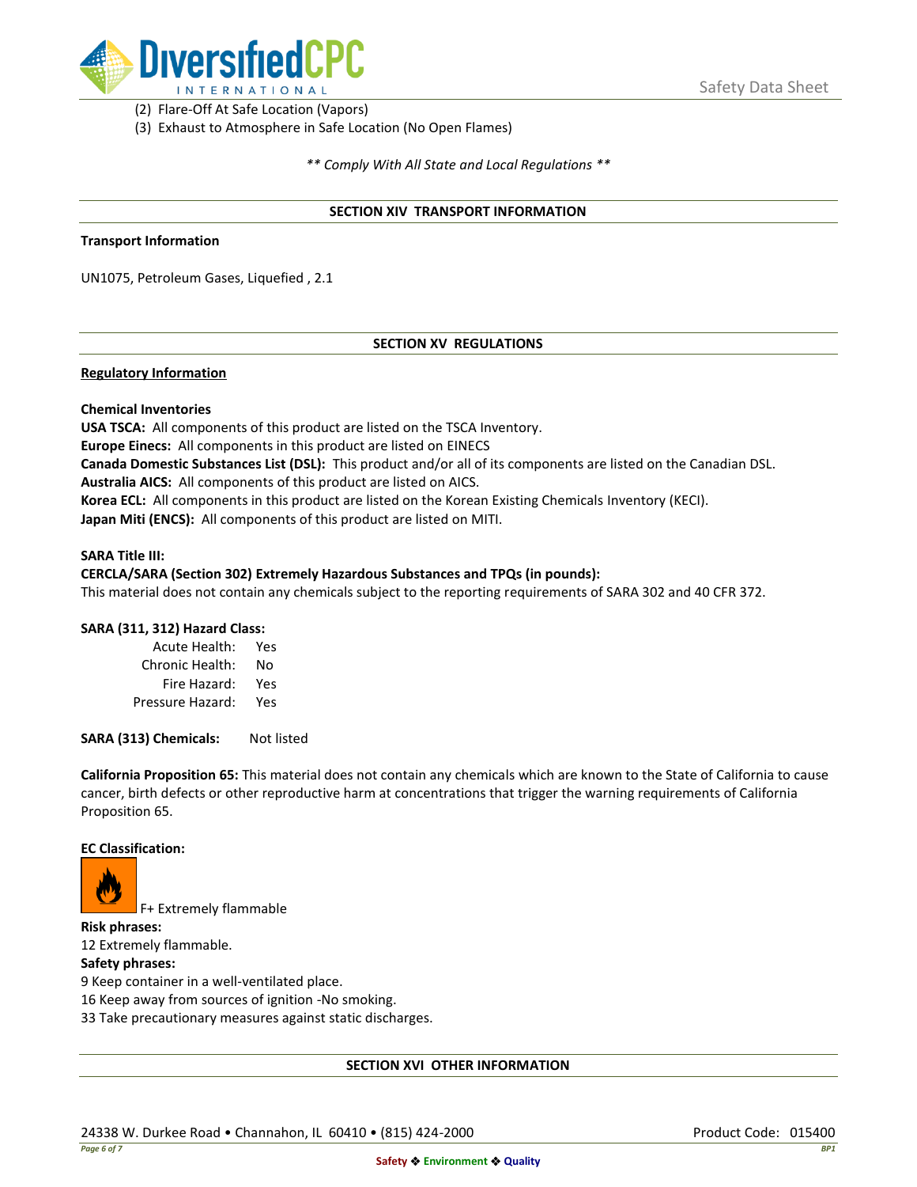(2) Flare-Off At Safe Location (Vapors)
(3) Exhaust to Atmosphere in Safe Location (No Open Flames)

*** Comply With All State and Local Regulations ***

## SECTION XIV TRANSPORT INFORMATION

**Transport Information**

UN1075, Petroleum Gases, Liquefied , 2.1

## SECTION XV REGULATIONS

**Regulatory Information**

**Chemical Inventories**

**USA TSCA:** All components of this product are listed on the TSCA Inventory.
**Europe Einecs:** All components in this product are listed on EINECS
**Canada Domestic Substances List (DSL):** This product and/or all of its components are listed on the Canadian DSL.
**Australia AICS:** All components of this product are listed on AICS.
**Korea ECL:** All components in this product are listed on the Korean Existing Chemicals Inventory (KECI).
**Japan Miti (ENCS):** All components of this product are listed on MITI.

**SARA Title III:**
**CERCLA/SARA (Section 302) Extremely Hazardous Substances and TPQs (in pounds):**
This material does not contain any chemicals subject to the reporting requirements of SARA 302 and 40 CFR 372.

**SARA (311, 312) Hazard Class:**

| | |
|---|---|
| Acute Health: | Yes |
| Chronic Health: | No |
| Fire Hazard: | Yes |
| Pressure Hazard: | Yes |

**SARA (313) Chemicals:** Not listed

**California Proposition 65:** This material does not contain any chemicals which are known to the State of California to cause cancer, birth defects or other reproductive harm at concentrations that trigger the warning requirements of California Proposition 65.

**EC Classification:**

F+ Extremely flammable

**Risk phrases:**
12 Extremely flammable.

**Safety phrases:**
9 Keep container in a well-ventilated place.
16 Keep away from sources of ignition -No smoking.
33 Take precautionary measures against static discharges.

## SECTION XVI OTHER INFORMATION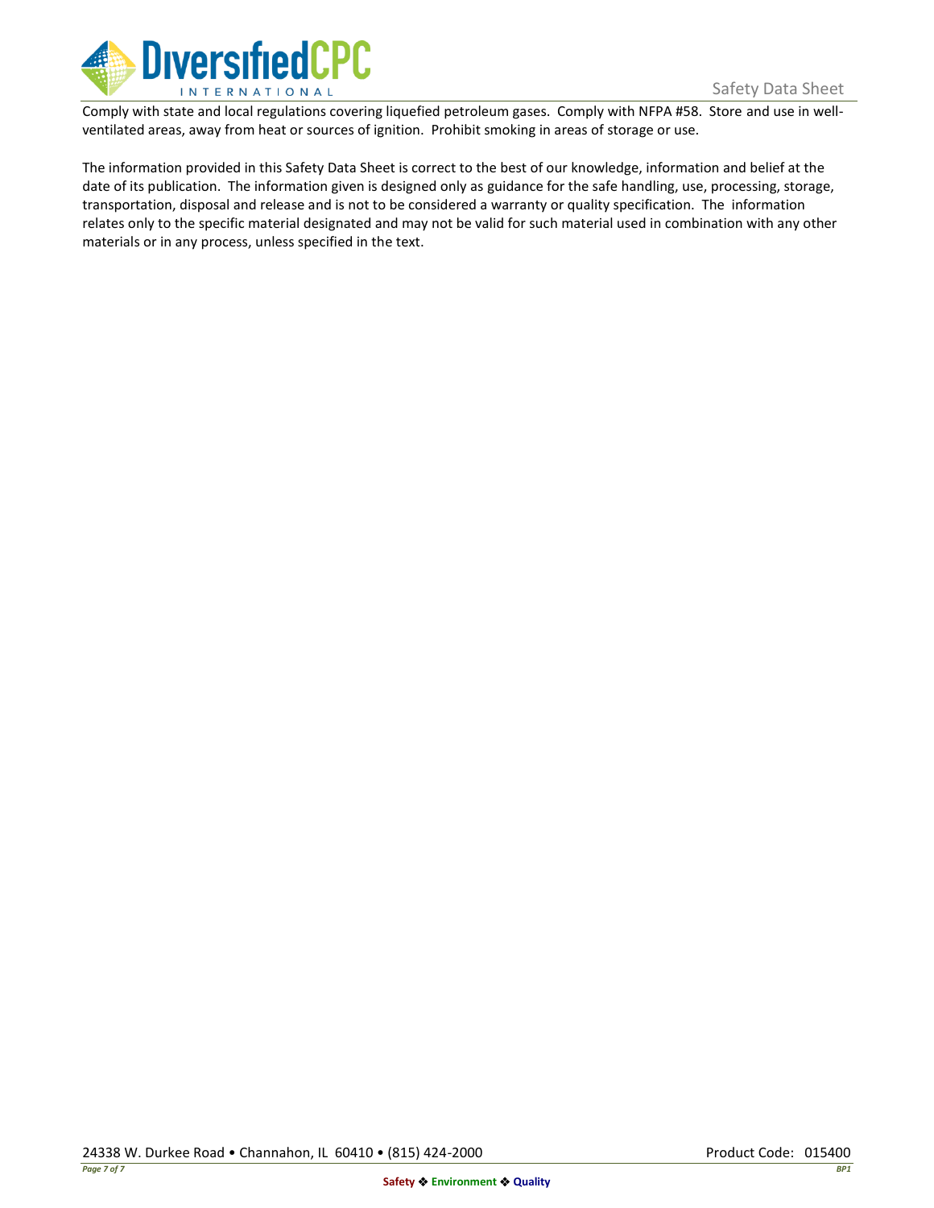Comply with state and local regulations covering liquefied petroleum gases. Comply with NFPA #58. Store and use in well-ventilated areas, away from heat or sources of ignition. Prohibit smoking in areas of storage or use.

The information provided in this Safety Data Sheet is correct to the best of our knowledge, information and belief at the date of its publication. The information given is designed only as guidance for the safe handling, use, processing, storage, transportation, disposal and release and is not to be considered a warranty or quality specification. The information relates only to the specific material designated and may not be valid for such material used in combination with any other materials or in any process, unless specified in the text.